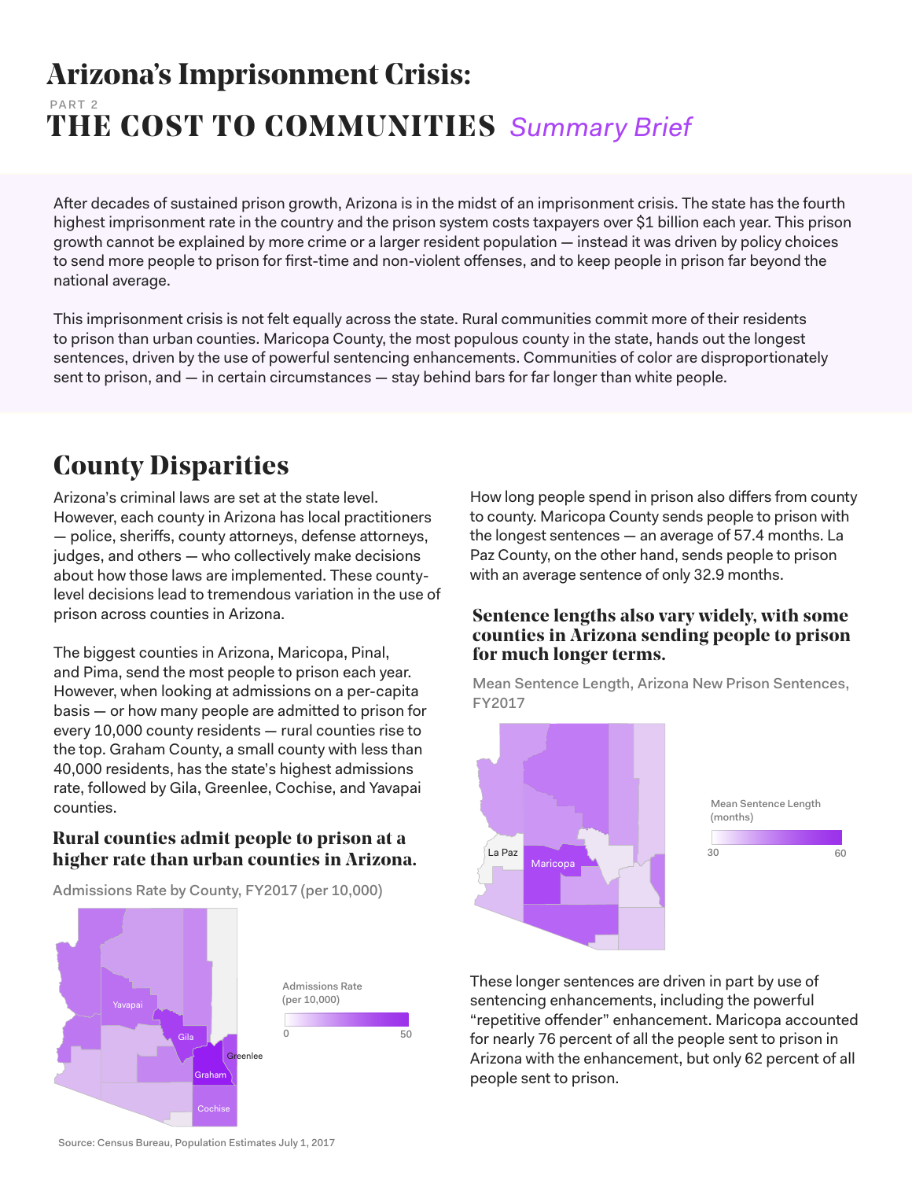# Arizona's Imprisonment Crisis:

PART 2

## THE COST TO COMMUNITIES *Summary Brief*

After decades of sustained prison growth, Arizona is in the midst of an imprisonment crisis. The state has the fourth highest imprisonment rate in the country and the prison system costs taxpayers over $1 billion each year. This prison growth cannot be explained by more crime or a larger resident population — instead it was driven by policy choices to send more people to prison for first-time and non-violent offenses, and to keep people in prison far beyond the national average.

This imprisonment crisis is not felt equally across the state. Rural communities commit more of their residents to prison than urban counties. Maricopa County, the most populous county in the state, hands out the longest sentences, driven by the use of powerful sentencing enhancements. Communities of color are disproportionately sent to prison, and — in certain circumstances — stay behind bars for far longer than white people.

## County Disparities

Arizona's criminal laws are set at the state level. However, each county in Arizona has local practitioners — police, sheriffs, county attorneys, defense attorneys, judges, and others — who collectively make decisions about how those laws are implemented. These county-level decisions lead to tremendous variation in the use of prison across counties in Arizona.

The biggest counties in Arizona, Maricopa, Pinal, and Pima, send the most people to prison each year. However, when looking at admissions on a per-capita basis — or how many people are admitted to prison for every 10,000 county residents — rural counties rise to the top. Graham County, a small county with less than 40,000 residents, has the state's highest admissions rate, followed by Gila, Greenlee, Cochise, and Yavapai counties.

### Rural counties admit people to prison at a higher rate than urban counties in Arizona.

Admissions Rate by County, FY2017 (per 10,000)

Admissions Rate (per 10,000): 0 – 50

Yavapai, Gila, Greenlee, Graham, Cochise

Source: Census Bureau, Population Estimates July 1, 2017

How long people spend in prison also differs from county to county. Maricopa County sends people to prison with the longest sentences — an average of 57.4 months. La Paz County, on the other hand, sends people to prison with an average sentence of only 32.9 months.

### Sentence lengths also vary widely, with some counties in Arizona sending people to prison for much longer terms.

Mean Sentence Length, Arizona New Prison Sentences, FY2017

Mean Sentence Length (months): 30 – 60

La Paz, Maricopa

These longer sentences are driven in part by use of sentencing enhancements, including the powerful "repetitive offender" enhancement. Maricopa accounted for nearly 76 percent of all the people sent to prison in Arizona with the enhancement, but only 62 percent of all people sent to prison.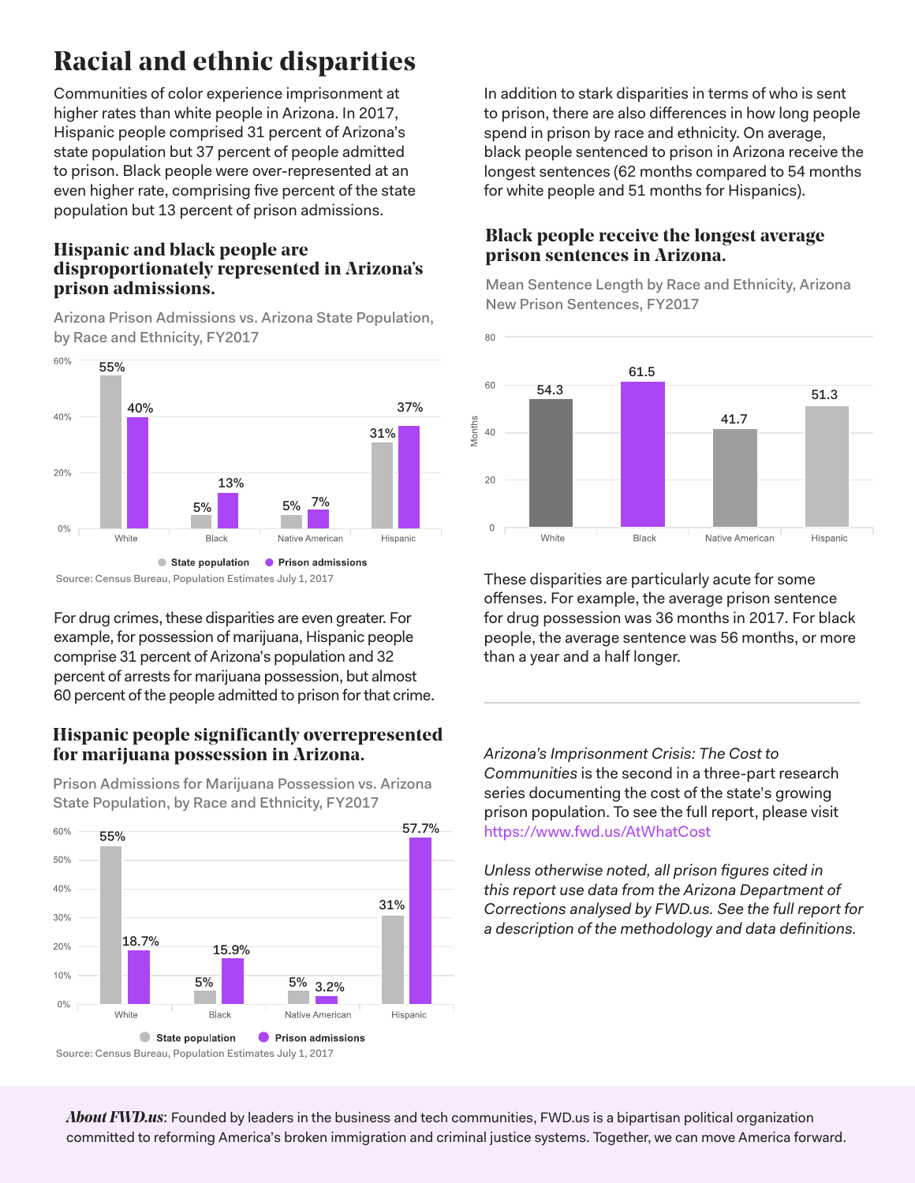# Racial and ethnic disparities

Communities of color experience imprisonment at higher rates than white people in Arizona. In 2017, Hispanic people comprised 31 percent of Arizona's state population but 37 percent of people admitted to prison. Black people were over-represented at an even higher rate, comprising five percent of the state population but 13 percent of prison admissions.

### Hispanic and black people are disproportionately represented in Arizona's prison admissions.

Arizona Prison Admissions vs. Arizona State Population, by Race and Ethnicity, FY2017

60%
40%
20%
0%

White: 55% 40%
Black: 5% 13%
Native American: 5% 7%
Hispanic: 31% 37%

State population
Prison admissions

Source: Census Bureau, Population Estimates July 1, 2017

For drug crimes, these disparities are even greater. For example, for possession of marijuana, Hispanic people comprise 31 percent of Arizona's population and 32 percent of arrests for marijuana possession, but almost 60 percent of the people admitted to prison for that crime.

### Hispanic people significantly overrepresented for marijuana possession in Arizona.

Prison Admissions for Marijuana Possession vs. Arizona State Population, by Race and Ethnicity, FY2017

60%
50%
40%
30%
20%
10%
0%

White: 55% 18.7%
Black: 5% 15.9%
Native American: 5% 3.2%
Hispanic: 31% 57.7%

State population
Prison admissions

Source: Census Bureau, Population Estimates July 1, 2017

In addition to stark disparities in terms of who is sent to prison, there are also differences in how long people spend in prison by race and ethnicity. On average, black people sentenced to prison in Arizona receive the longest sentences (62 months compared to 54 months for white people and 51 months for Hispanics).

### Black people receive the longest average prison sentences in Arizona.

Mean Sentence Length by Race and Ethnicity, Arizona New Prison Sentences, FY2017

Months

80
60
40
20
0

White: 54.3
Black: 61.5
Native American: 41.7
Hispanic: 51.3

These disparities are particularly acute for some offenses. For example, the average prison sentence for drug possession was 36 months in 2017. For black people, the average sentence was 56 months, or more than a year and a half longer.

---

*Arizona's Imprisonment Crisis: The Cost to Communities* is the second in a three-part research series documenting the cost of the state's growing prison population. To see the full report, please visit https://www.fwd.us/AtWhatCost

*Unless otherwise noted, all prison figures cited in this report use data from the Arizona Department of Corrections analysed by FWD.us. See the full report for a description of the methodology and data definitions.*

***About FWD.us***: Founded by leaders in the business and tech communities, FWD.us is a bipartisan political organization committed to reforming America's broken immigration and criminal justice systems. Together, we can move America forward.